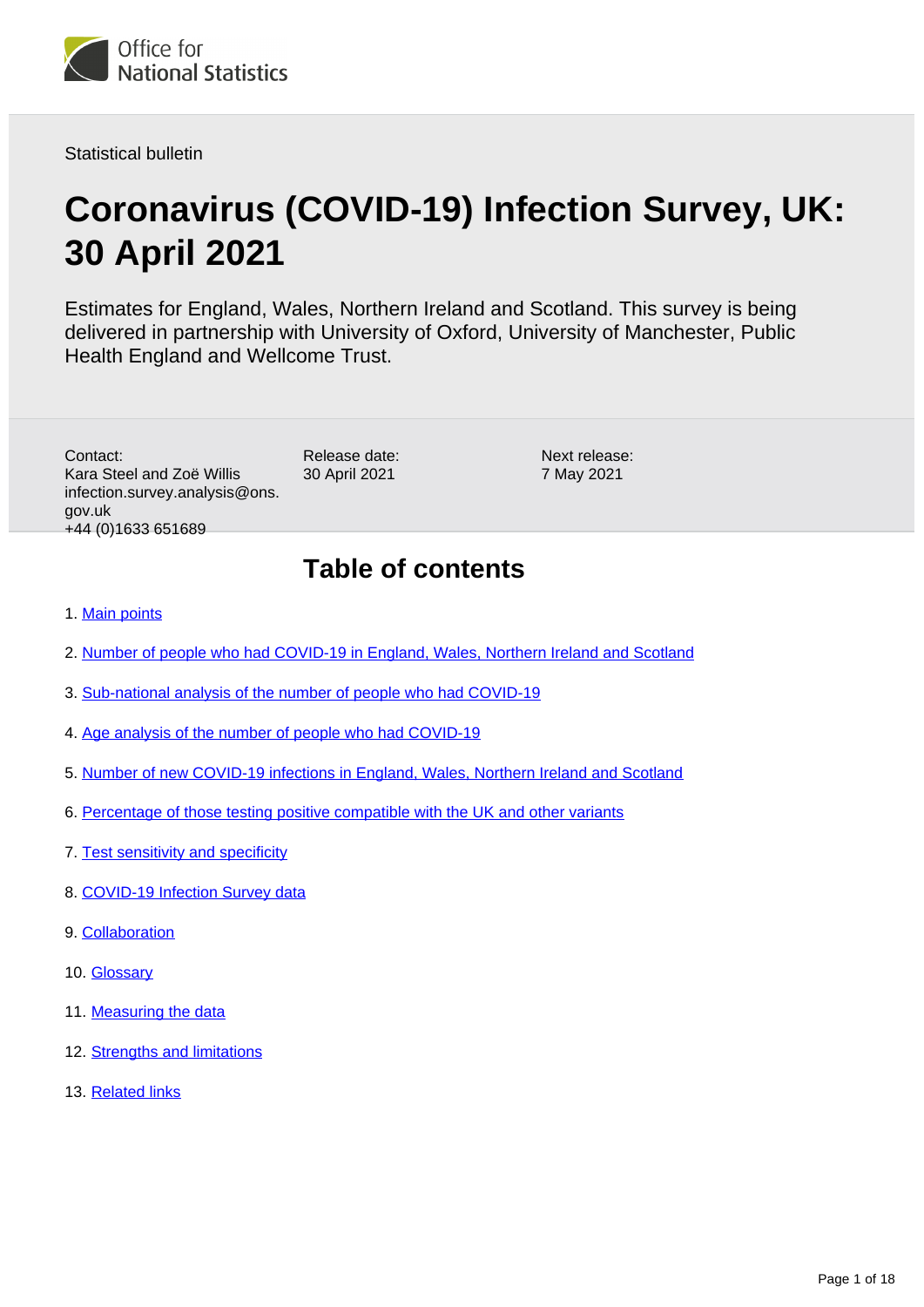Office for National Statistics

Statistical bulletin

# Coronavirus (COVID-19) Infection Survey, UK: 30 April 2021

Estimates for England, Wales, Northern Ireland and Scotland. This survey is being delivered in partnership with University of Oxford, University of Manchester, Public Health England and Wellcome Trust.

Contact:
Kara Steel and Zoë Willis
infection.survey.analysis@ons.gov.uk
+44 (0)1633 651689

Release date:
30 April 2021

Next release:
7 May 2021

## Table of contents

1. Main points
2. Number of people who had COVID-19 in England, Wales, Northern Ireland and Scotland
3. Sub-national analysis of the number of people who had COVID-19
4. Age analysis of the number of people who had COVID-19
5. Number of new COVID-19 infections in England, Wales, Northern Ireland and Scotland
6. Percentage of those testing positive compatible with the UK and other variants
7. Test sensitivity and specificity
8. COVID-19 Infection Survey data
9. Collaboration
10. Glossary
11. Measuring the data
12. Strengths and limitations
13. Related links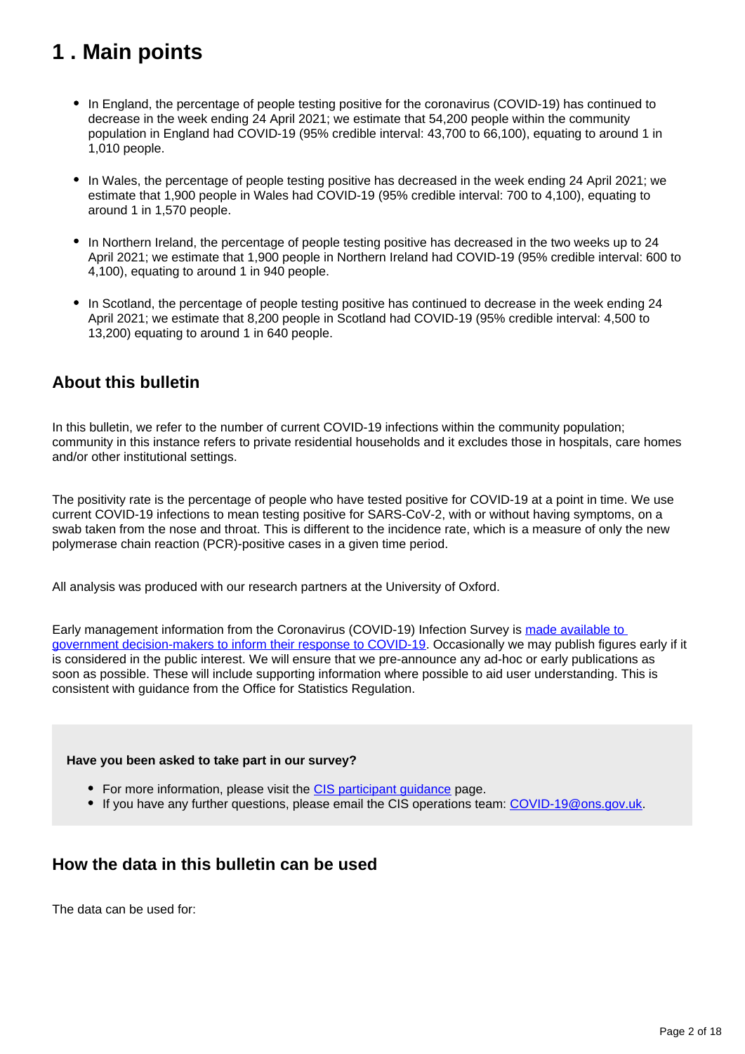# 1 . Main points

- In England, the percentage of people testing positive for the coronavirus (COVID-19) has continued to decrease in the week ending 24 April 2021; we estimate that 54,200 people within the community population in England had COVID-19 (95% credible interval: 43,700 to 66,100), equating to around 1 in 1,010 people.
- In Wales, the percentage of people testing positive has decreased in the week ending 24 April 2021; we estimate that 1,900 people in Wales had COVID-19 (95% credible interval: 700 to 4,100), equating to around 1 in 1,570 people.
- In Northern Ireland, the percentage of people testing positive has decreased in the two weeks up to 24 April 2021; we estimate that 1,900 people in Northern Ireland had COVID-19 (95% credible interval: 600 to 4,100), equating to around 1 in 940 people.
- In Scotland, the percentage of people testing positive has continued to decrease in the week ending 24 April 2021; we estimate that 8,200 people in Scotland had COVID-19 (95% credible interval: 4,500 to 13,200) equating to around 1 in 640 people.

## About this bulletin

In this bulletin, we refer to the number of current COVID-19 infections within the community population; community in this instance refers to private residential households and it excludes those in hospitals, care homes and/or other institutional settings.

The positivity rate is the percentage of people who have tested positive for COVID-19 at a point in time. We use current COVID-19 infections to mean testing positive for SARS-CoV-2, with or without having symptoms, on a swab taken from the nose and throat. This is different to the incidence rate, which is a measure of only the new polymerase chain reaction (PCR)-positive cases in a given time period.

All analysis was produced with our research partners at the University of Oxford.

Early management information from the Coronavirus (COVID-19) Infection Survey is made available to government decision-makers to inform their response to COVID-19. Occasionally we may publish figures early if it is considered in the public interest. We will ensure that we pre-announce any ad-hoc or early publications as soon as possible. These will include supporting information where possible to aid user understanding. This is consistent with guidance from the Office for Statistics Regulation.

**Have you been asked to take part in our survey?**

- For more information, please visit the CIS participant guidance page.
- If you have any further questions, please email the CIS operations team: COVID-19@ons.gov.uk.

## How the data in this bulletin can be used

The data can be used for: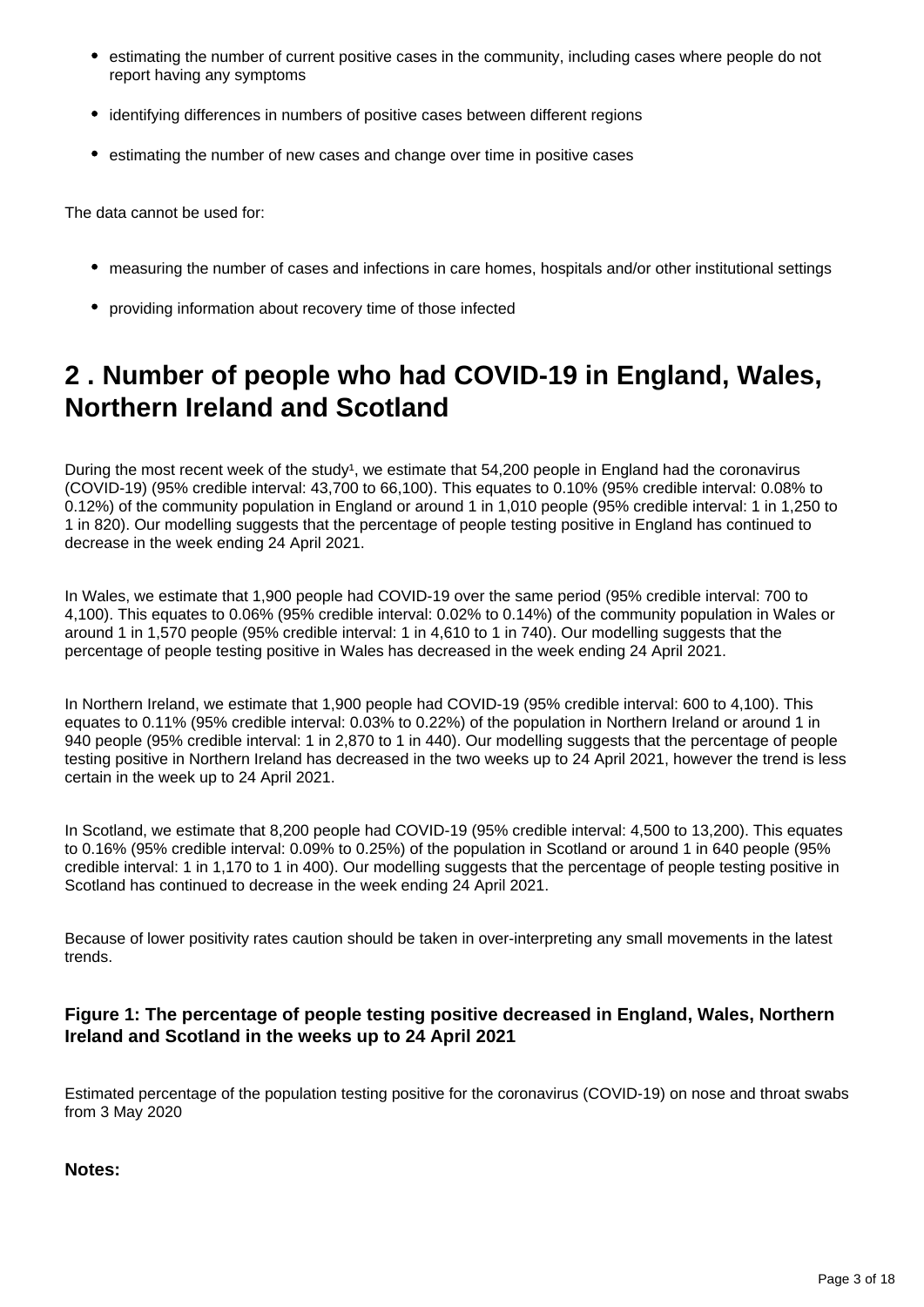- estimating the number of current positive cases in the community, including cases where people do not report having any symptoms
- identifying differences in numbers of positive cases between different regions
- estimating the number of new cases and change over time in positive cases

The data cannot be used for:

- measuring the number of cases and infections in care homes, hospitals and/or other institutional settings
- providing information about recovery time of those infected

## 2 . Number of people who had COVID-19 in England, Wales, Northern Ireland and Scotland

During the most recent week of the study[1], we estimate that 54,200 people in England had the coronavirus (COVID-19) (95% credible interval: 43,700 to 66,100). This equates to 0.10% (95% credible interval: 0.08% to 0.12%) of the community population in England or around 1 in 1,010 people (95% credible interval: 1 in 1,250 to 1 in 820). Our modelling suggests that the percentage of people testing positive in England has continued to decrease in the week ending 24 April 2021.

In Wales, we estimate that 1,900 people had COVID-19 over the same period (95% credible interval: 700 to 4,100). This equates to 0.06% (95% credible interval: 0.02% to 0.14%) of the community population in Wales or around 1 in 1,570 people (95% credible interval: 1 in 4,610 to 1 in 740). Our modelling suggests that the percentage of people testing positive in Wales has decreased in the week ending 24 April 2021.

In Northern Ireland, we estimate that 1,900 people had COVID-19 (95% credible interval: 600 to 4,100). This equates to 0.11% (95% credible interval: 0.03% to 0.22%) of the population in Northern Ireland or around 1 in 940 people (95% credible interval: 1 in 2,870 to 1 in 440). Our modelling suggests that the percentage of people testing positive in Northern Ireland has decreased in the two weeks up to 24 April 2021, however the trend is less certain in the week up to 24 April 2021.

In Scotland, we estimate that 8,200 people had COVID-19 (95% credible interval: 4,500 to 13,200). This equates to 0.16% (95% credible interval: 0.09% to 0.25%) of the population in Scotland or around 1 in 640 people (95% credible interval: 1 in 1,170 to 1 in 400). Our modelling suggests that the percentage of people testing positive in Scotland has continued to decrease in the week ending 24 April 2021.

Because of lower positivity rates caution should be taken in over-interpreting any small movements in the latest trends.

### Figure 1: The percentage of people testing positive decreased in England, Wales, Northern Ireland and Scotland in the weeks up to 24 April 2021

Estimated percentage of the population testing positive for the coronavirus (COVID-19) on nose and throat swabs from 3 May 2020

**Notes:**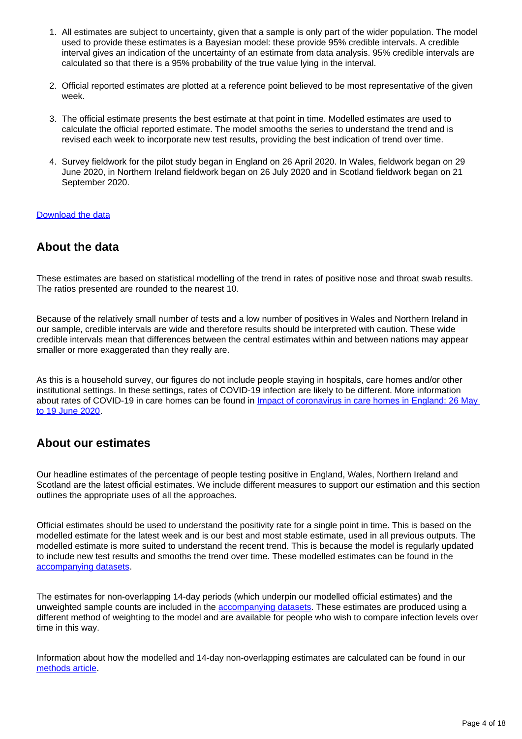1. All estimates are subject to uncertainty, given that a sample is only part of the wider population. The model used to provide these estimates is a Bayesian model: these provide 95% credible intervals. A credible interval gives an indication of the uncertainty of an estimate from data analysis. 95% credible intervals are calculated so that there is a 95% probability of the true value lying in the interval.

2. Official reported estimates are plotted at a reference point believed to be most representative of the given week.

3. The official estimate presents the best estimate at that point in time. Modelled estimates are used to calculate the official reported estimate. The model smooths the series to understand the trend and is revised each week to incorporate new test results, providing the best indication of trend over time.

4. Survey fieldwork for the pilot study began in England on 26 April 2020. In Wales, fieldwork began on 29 June 2020, in Northern Ireland fieldwork began on 26 July 2020 and in Scotland fieldwork began on 21 September 2020.

Download the data

## About the data

These estimates are based on statistical modelling of the trend in rates of positive nose and throat swab results. The ratios presented are rounded to the nearest 10.

Because of the relatively small number of tests and a low number of positives in Wales and Northern Ireland in our sample, credible intervals are wide and therefore results should be interpreted with caution. These wide credible intervals mean that differences between the central estimates within and between nations may appear smaller or more exaggerated than they really are.

As this is a household survey, our figures do not include people staying in hospitals, care homes and/or other institutional settings. In these settings, rates of COVID-19 infection are likely to be different. More information about rates of COVID-19 in care homes can be found in Impact of coronavirus in care homes in England: 26 May to 19 June 2020.

## About our estimates

Our headline estimates of the percentage of people testing positive in England, Wales, Northern Ireland and Scotland are the latest official estimates. We include different measures to support our estimation and this section outlines the appropriate uses of all the approaches.

Official estimates should be used to understand the positivity rate for a single point in time. This is based on the modelled estimate for the latest week and is our best and most stable estimate, used in all previous outputs. The modelled estimate is more suited to understand the recent trend. This is because the model is regularly updated to include new test results and smooths the trend over time. These modelled estimates can be found in the accompanying datasets.

The estimates for non-overlapping 14-day periods (which underpin our modelled official estimates) and the unweighted sample counts are included in the accompanying datasets. These estimates are produced using a different method of weighting to the model and are available for people who wish to compare infection levels over time in this way.

Information about how the modelled and 14-day non-overlapping estimates are calculated can be found in our methods article.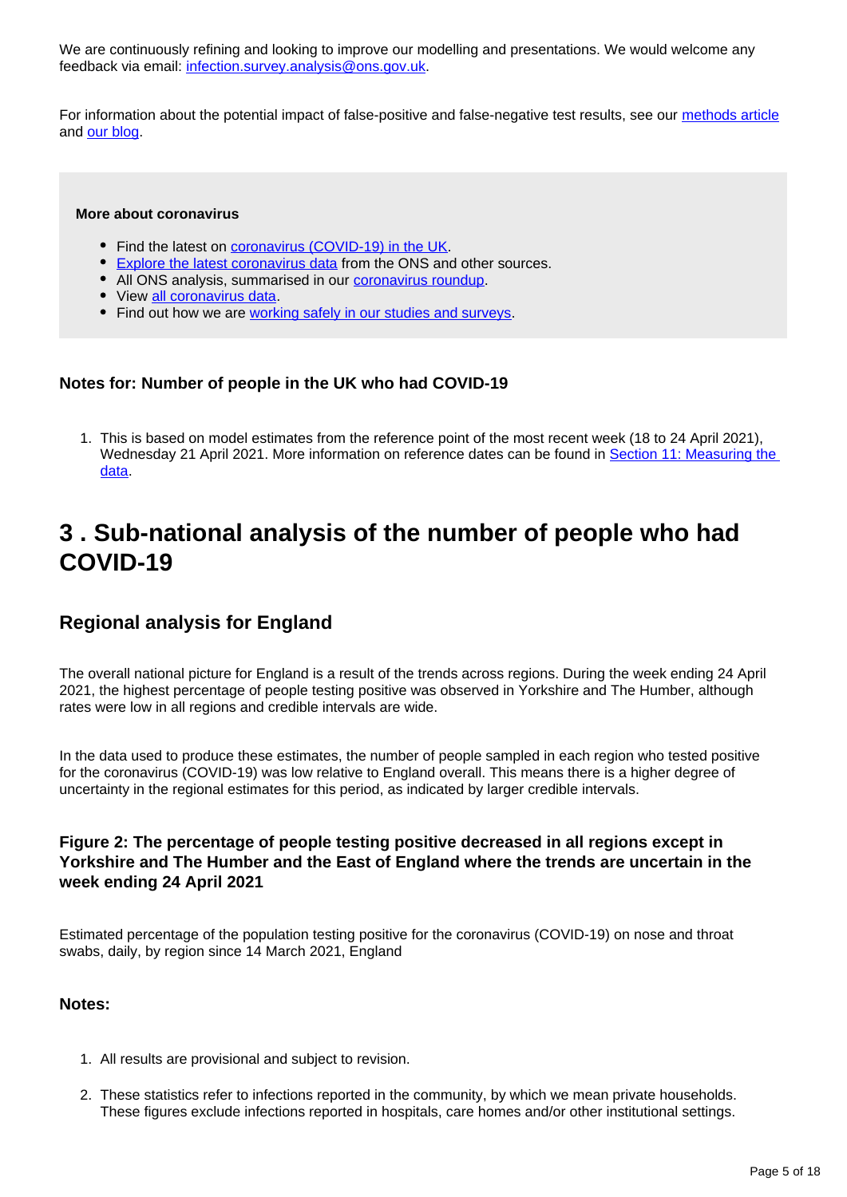We are continuously refining and looking to improve our modelling and presentations. We would welcome any feedback via email: [infection.survey.analysis@ons.gov.uk](mailto:infection.survey.analysis@ons.gov.uk).

For information about the potential impact of false-positive and false-negative test results, see our [methods article](#) and [our blog](#).

> **More about coronavirus**
>
> - Find the latest on [coronavirus (COVID-19) in the UK](#).
> - [Explore the latest coronavirus data](#) from the ONS and other sources.
> - All ONS analysis, summarised in our [coronavirus roundup](#).
> - View [all coronavirus data](#).
> - Find out how we are [working safely in our studies and surveys](#).

### Notes for: Number of people in the UK who had COVID-19

1. This is based on model estimates from the reference point of the most recent week (18 to 24 April 2021), Wednesday 21 April 2021. More information on reference dates can be found in [Section 11: Measuring the data](#).

## 3 . Sub-national analysis of the number of people who had COVID-19

### Regional analysis for England

The overall national picture for England is a result of the trends across regions. During the week ending 24 April 2021, the highest percentage of people testing positive was observed in Yorkshire and The Humber, although rates were low in all regions and credible intervals are wide.

In the data used to produce these estimates, the number of people sampled in each region who tested positive for the coronavirus (COVID-19) was low relative to England overall. This means there is a higher degree of uncertainty in the regional estimates for this period, as indicated by larger credible intervals.

#### Figure 2: The percentage of people testing positive decreased in all regions except in Yorkshire and The Humber and the East of England where the trends are uncertain in the week ending 24 April 2021

Estimated percentage of the population testing positive for the coronavirus (COVID-19) on nose and throat swabs, daily, by region since 14 March 2021, England

#### Notes:

1. All results are provisional and subject to revision.
2. These statistics refer to infections reported in the community, by which we mean private households. These figures exclude infections reported in hospitals, care homes and/or other institutional settings.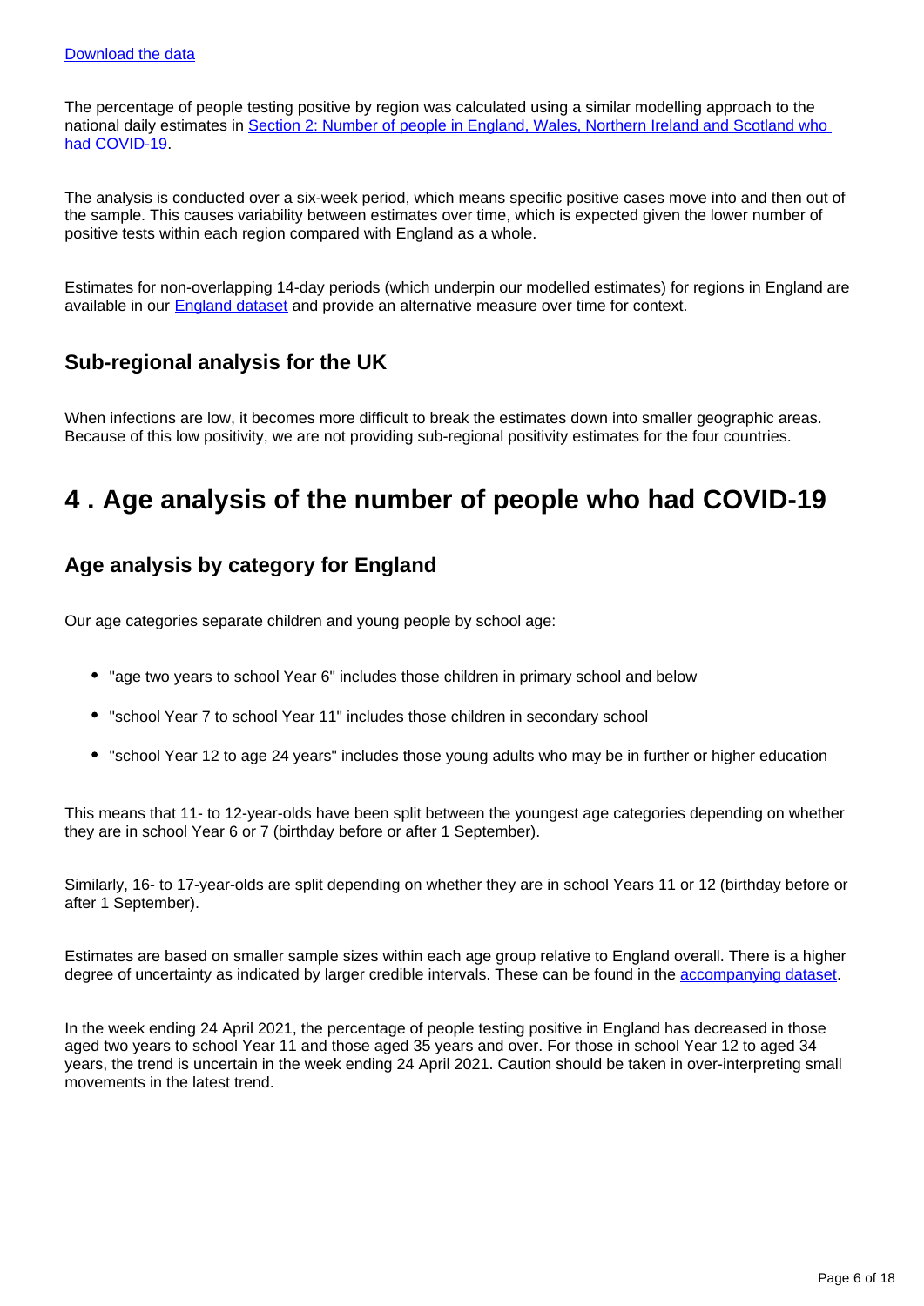[Download the data](#)

The percentage of people testing positive by region was calculated using a similar modelling approach to the national daily estimates in [Section 2: Number of people in England, Wales, Northern Ireland and Scotland who had COVID-19](#).

The analysis is conducted over a six-week period, which means specific positive cases move into and then out of the sample. This causes variability between estimates over time, which is expected given the lower number of positive tests within each region compared with England as a whole.

Estimates for non-overlapping 14-day periods (which underpin our modelled estimates) for regions in England are available in our [England dataset](#) and provide an alternative measure over time for context.

### Sub-regional analysis for the UK

When infections are low, it becomes more difficult to break the estimates down into smaller geographic areas. Because of this low positivity, we are not providing sub-regional positivity estimates for the four countries.

## 4 . Age analysis of the number of people who had COVID-19

### Age analysis by category for England

Our age categories separate children and young people by school age:

- "age two years to school Year 6" includes those children in primary school and below
- "school Year 7 to school Year 11" includes those children in secondary school
- "school Year 12 to age 24 years" includes those young adults who may be in further or higher education

This means that 11- to 12-year-olds have been split between the youngest age categories depending on whether they are in school Year 6 or 7 (birthday before or after 1 September).

Similarly, 16- to 17-year-olds are split depending on whether they are in school Years 11 or 12 (birthday before or after 1 September).

Estimates are based on smaller sample sizes within each age group relative to England overall. There is a higher degree of uncertainty as indicated by larger credible intervals. These can be found in the [accompanying dataset](#).

In the week ending 24 April 2021, the percentage of people testing positive in England has decreased in those aged two years to school Year 11 and those aged 35 years and over. For those in school Year 12 to aged 34 years, the trend is uncertain in the week ending 24 April 2021. Caution should be taken in over-interpreting small movements in the latest trend.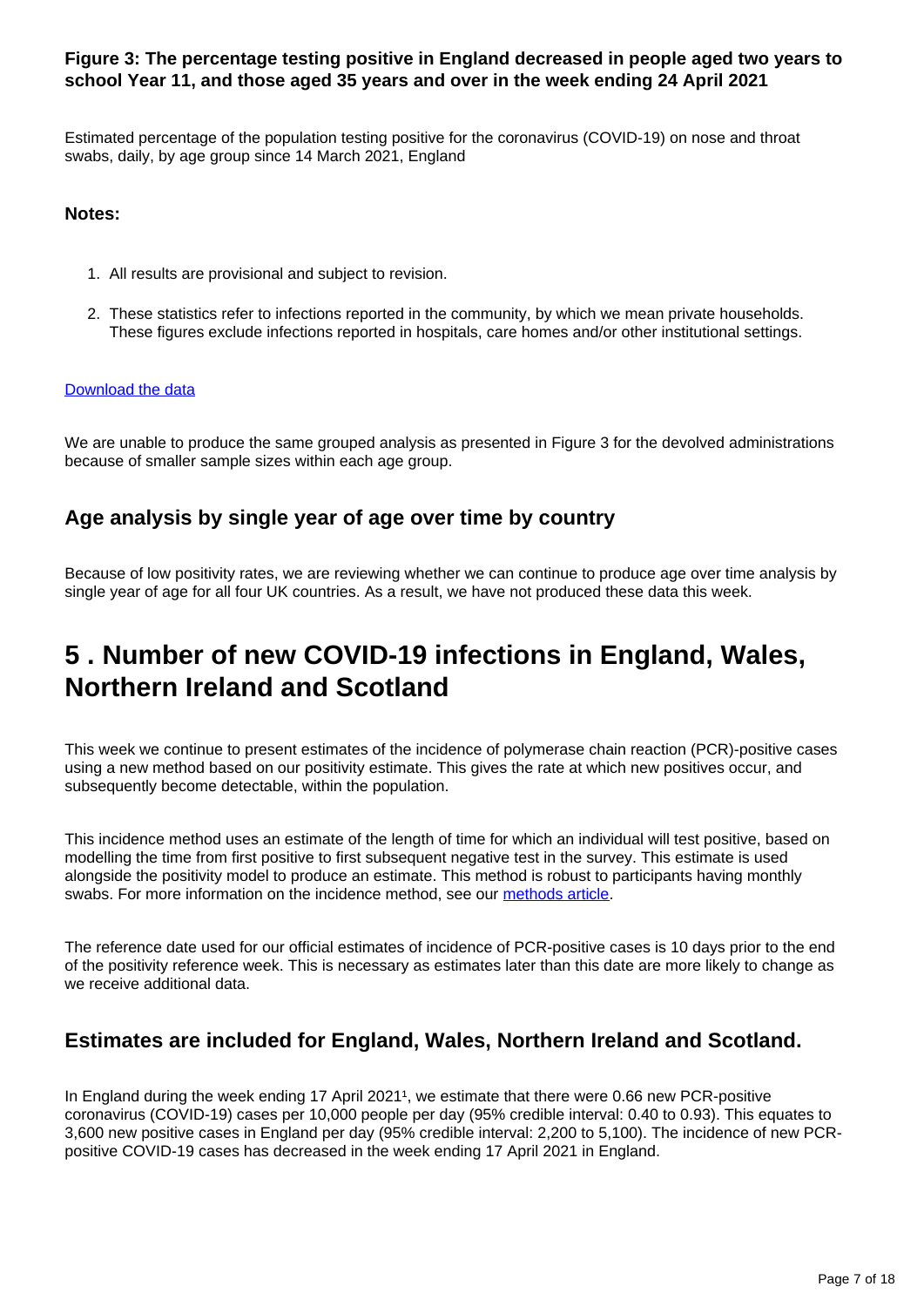### Figure 3: The percentage testing positive in England decreased in people aged two years to school Year 11, and those aged 35 years and over in the week ending 24 April 2021

Estimated percentage of the population testing positive for the coronavirus (COVID-19) on nose and throat swabs, daily, by age group since 14 March 2021, England

**Notes:**

1. All results are provisional and subject to revision.
2. These statistics refer to infections reported in the community, by which we mean private households. These figures exclude infections reported in hospitals, care homes and/or other institutional settings.

[Download the data](#)

We are unable to produce the same grouped analysis as presented in Figure 3 for the devolved administrations because of smaller sample sizes within each age group.

## Age analysis by single year of age over time by country

Because of low positivity rates, we are reviewing whether we can continue to produce age over time analysis by single year of age for all four UK countries. As a result, we have not produced these data this week.

# 5 . Number of new COVID-19 infections in England, Wales, Northern Ireland and Scotland

This week we continue to present estimates of the incidence of polymerase chain reaction (PCR)-positive cases using a new method based on our positivity estimate. This gives the rate at which new positives occur, and subsequently become detectable, within the population.

This incidence method uses an estimate of the length of time for which an individual will test positive, based on modelling the time from first positive to first subsequent negative test in the survey. This estimate is used alongside the positivity model to produce an estimate. This method is robust to participants having monthly swabs. For more information on the incidence method, see our [methods article](#).

The reference date used for our official estimates of incidence of PCR-positive cases is 10 days prior to the end of the positivity reference week. This is necessary as estimates later than this date are more likely to change as we receive additional data.

## Estimates are included for England, Wales, Northern Ireland and Scotland.

In England during the week ending 17 April 2021[1], we estimate that there were 0.66 new PCR-positive coronavirus (COVID-19) cases per 10,000 people per day (95% credible interval: 0.40 to 0.93). This equates to 3,600 new positive cases in England per day (95% credible interval: 2,200 to 5,100). The incidence of new PCR-positive COVID-19 cases has decreased in the week ending 17 April 2021 in England.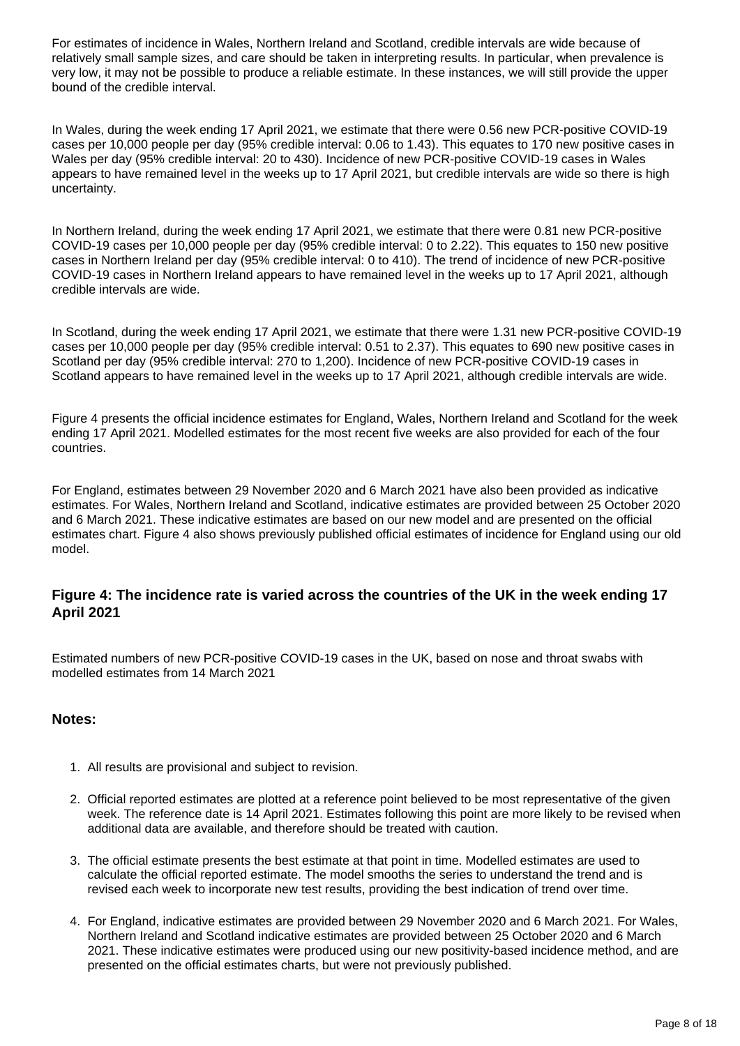For estimates of incidence in Wales, Northern Ireland and Scotland, credible intervals are wide because of relatively small sample sizes, and care should be taken in interpreting results. In particular, when prevalence is very low, it may not be possible to produce a reliable estimate. In these instances, we will still provide the upper bound of the credible interval.

In Wales, during the week ending 17 April 2021, we estimate that there were 0.56 new PCR-positive COVID-19 cases per 10,000 people per day (95% credible interval: 0.06 to 1.43). This equates to 170 new positive cases in Wales per day (95% credible interval: 20 to 430). Incidence of new PCR-positive COVID-19 cases in Wales appears to have remained level in the weeks up to 17 April 2021, but credible intervals are wide so there is high uncertainty.

In Northern Ireland, during the week ending 17 April 2021, we estimate that there were 0.81 new PCR-positive COVID-19 cases per 10,000 people per day (95% credible interval: 0 to 2.22). This equates to 150 new positive cases in Northern Ireland per day (95% credible interval: 0 to 410). The trend of incidence of new PCR-positive COVID-19 cases in Northern Ireland appears to have remained level in the weeks up to 17 April 2021, although credible intervals are wide.

In Scotland, during the week ending 17 April 2021, we estimate that there were 1.31 new PCR-positive COVID-19 cases per 10,000 people per day (95% credible interval: 0.51 to 2.37). This equates to 690 new positive cases in Scotland per day (95% credible interval: 270 to 1,200). Incidence of new PCR-positive COVID-19 cases in Scotland appears to have remained level in the weeks up to 17 April 2021, although credible intervals are wide.

Figure 4 presents the official incidence estimates for England, Wales, Northern Ireland and Scotland for the week ending 17 April 2021. Modelled estimates for the most recent five weeks are also provided for each of the four countries.

For England, estimates between 29 November 2020 and 6 March 2021 have also been provided as indicative estimates. For Wales, Northern Ireland and Scotland, indicative estimates are provided between 25 October 2020 and 6 March 2021. These indicative estimates are based on our new model and are presented on the official estimates chart. Figure 4 also shows previously published official estimates of incidence for England using our old model.

### Figure 4: The incidence rate is varied across the countries of the UK in the week ending 17 April 2021

Estimated numbers of new PCR-positive COVID-19 cases in the UK, based on nose and throat swabs with modelled estimates from 14 March 2021

#### Notes:

1. All results are provisional and subject to revision.
2. Official reported estimates are plotted at a reference point believed to be most representative of the given week. The reference date is 14 April 2021. Estimates following this point are more likely to be revised when additional data are available, and therefore should be treated with caution.
3. The official estimate presents the best estimate at that point in time. Modelled estimates are used to calculate the official reported estimate. The model smooths the series to understand the trend and is revised each week to incorporate new test results, providing the best indication of trend over time.
4. For England, indicative estimates are provided between 29 November 2020 and 6 March 2021. For Wales, Northern Ireland and Scotland indicative estimates are provided between 25 October 2020 and 6 March 2021. These indicative estimates were produced using our new positivity-based incidence method, and are presented on the official estimates charts, but were not previously published.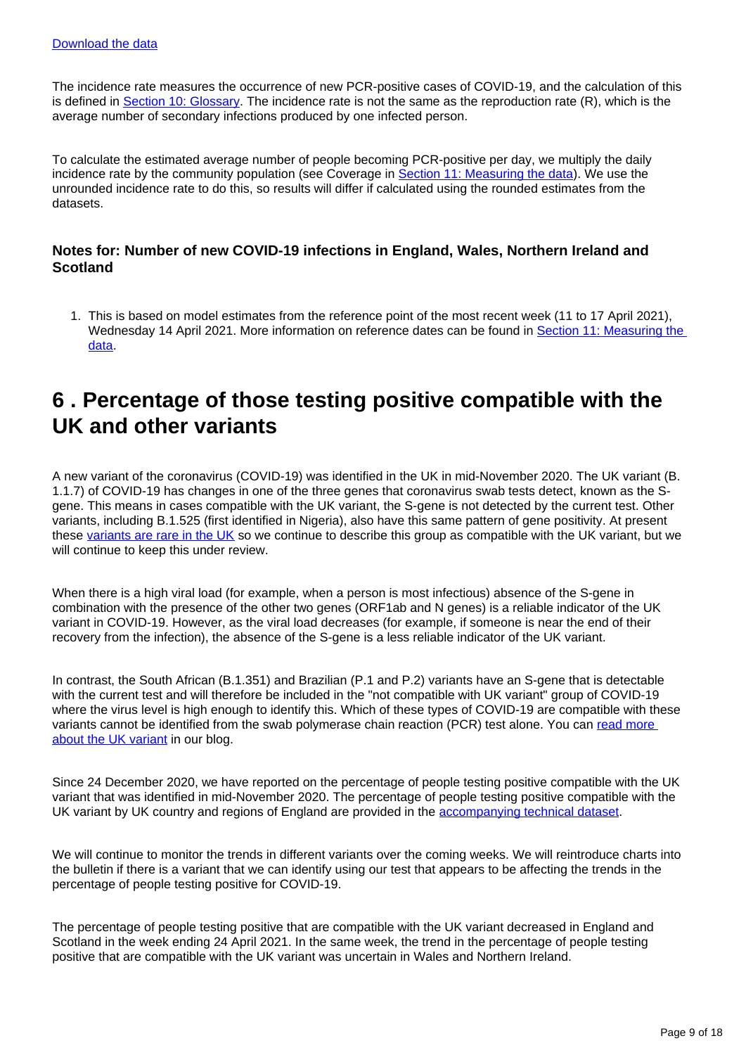[Download the data](#)

The incidence rate measures the occurrence of new PCR-positive cases of COVID-19, and the calculation of this is defined in [Section 10: Glossary](#). The incidence rate is not the same as the reproduction rate (R), which is the average number of secondary infections produced by one infected person.

To calculate the estimated average number of people becoming PCR-positive per day, we multiply the daily incidence rate by the community population (see Coverage in [Section 11: Measuring the data](#)). We use the unrounded incidence rate to do this, so results will differ if calculated using the rounded estimates from the datasets.

### Notes for: Number of new COVID-19 infections in England, Wales, Northern Ireland and Scotland

1. This is based on model estimates from the reference point of the most recent week (11 to 17 April 2021), Wednesday 14 April 2021. More information on reference dates can be found in [Section 11: Measuring the data](#).

## 6 . Percentage of those testing positive compatible with the UK and other variants

A new variant of the coronavirus (COVID-19) was identified in the UK in mid-November 2020. The UK variant (B. 1.1.7) of COVID-19 has changes in one of the three genes that coronavirus swab tests detect, known as the S-gene. This means in cases compatible with the UK variant, the S-gene is not detected by the current test. Other variants, including B.1.525 (first identified in Nigeria), also have this same pattern of gene positivity. At present these [variants are rare in the UK](#) so we continue to describe this group as compatible with the UK variant, but we will continue to keep this under review.

When there is a high viral load (for example, when a person is most infectious) absence of the S-gene in combination with the presence of the other two genes (ORF1ab and N genes) is a reliable indicator of the UK variant in COVID-19. However, as the viral load decreases (for example, if someone is near the end of their recovery from the infection), the absence of the S-gene is a less reliable indicator of the UK variant.

In contrast, the South African (B.1.351) and Brazilian (P.1 and P.2) variants have an S-gene that is detectable with the current test and will therefore be included in the "not compatible with UK variant" group of COVID-19 where the virus level is high enough to identify this. Which of these types of COVID-19 are compatible with these variants cannot be identified from the swab polymerase chain reaction (PCR) test alone. You can [read more about the UK variant](#) in our blog.

Since 24 December 2020, we have reported on the percentage of people testing positive compatible with the UK variant that was identified in mid-November 2020. The percentage of people testing positive compatible with the UK variant by UK country and regions of England are provided in the [accompanying technical dataset](#).

We will continue to monitor the trends in different variants over the coming weeks. We will reintroduce charts into the bulletin if there is a variant that we can identify using our test that appears to be affecting the trends in the percentage of people testing positive for COVID-19.

The percentage of people testing positive that are compatible with the UK variant decreased in England and Scotland in the week ending 24 April 2021. In the same week, the trend in the percentage of people testing positive that are compatible with the UK variant was uncertain in Wales and Northern Ireland.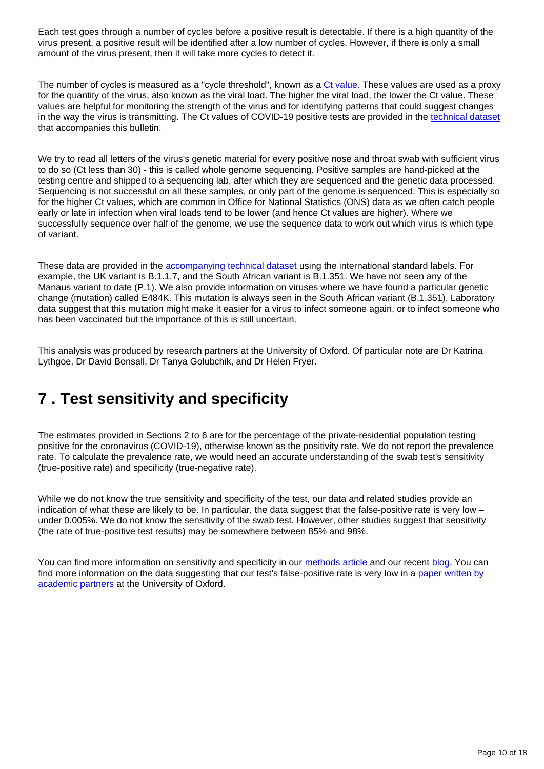Each test goes through a number of cycles before a positive result is detectable. If there is a high quantity of the virus present, a positive result will be identified after a low number of cycles. However, if there is only a small amount of the virus present, then it will take more cycles to detect it.

The number of cycles is measured as a "cycle threshold", known as a Ct value. These values are used as a proxy for the quantity of the virus, also known as the viral load. The higher the viral load, the lower the Ct value. These values are helpful for monitoring the strength of the virus and for identifying patterns that could suggest changes in the way the virus is transmitting. The Ct values of COVID-19 positive tests are provided in the technical dataset that accompanies this bulletin.

We try to read all letters of the virus's genetic material for every positive nose and throat swab with sufficient virus to do so (Ct less than 30) - this is called whole genome sequencing. Positive samples are hand-picked at the testing centre and shipped to a sequencing lab, after which they are sequenced and the genetic data processed. Sequencing is not successful on all these samples, or only part of the genome is sequenced. This is especially so for the higher Ct values, which are common in Office for National Statistics (ONS) data as we often catch people early or late in infection when viral loads tend to be lower (and hence Ct values are higher). Where we successfully sequence over half of the genome, we use the sequence data to work out which virus is which type of variant.

These data are provided in the accompanying technical dataset using the international standard labels. For example, the UK variant is B.1.1.7, and the South African variant is B.1.351. We have not seen any of the Manaus variant to date (P.1). We also provide information on viruses where we have found a particular genetic change (mutation) called E484K. This mutation is always seen in the South African variant (B.1.351). Laboratory data suggest that this mutation might make it easier for a virus to infect someone again, or to infect someone who has been vaccinated but the importance of this is still uncertain.

This analysis was produced by research partners at the University of Oxford. Of particular note are Dr Katrina Lythgoe, Dr David Bonsall, Dr Tanya Golubchik, and Dr Helen Fryer.

# 7 . Test sensitivity and specificity

The estimates provided in Sections 2 to 6 are for the percentage of the private-residential population testing positive for the coronavirus (COVID-19), otherwise known as the positivity rate. We do not report the prevalence rate. To calculate the prevalence rate, we would need an accurate understanding of the swab test's sensitivity (true-positive rate) and specificity (true-negative rate).

While we do not know the true sensitivity and specificity of the test, our data and related studies provide an indication of what these are likely to be. In particular, the data suggest that the false-positive rate is very low – under 0.005%. We do not know the sensitivity of the swab test. However, other studies suggest that sensitivity (the rate of true-positive test results) may be somewhere between 85% and 98%.

You can find more information on sensitivity and specificity in our methods article and our recent blog. You can find more information on the data suggesting that our test's false-positive rate is very low in a paper written by academic partners at the University of Oxford.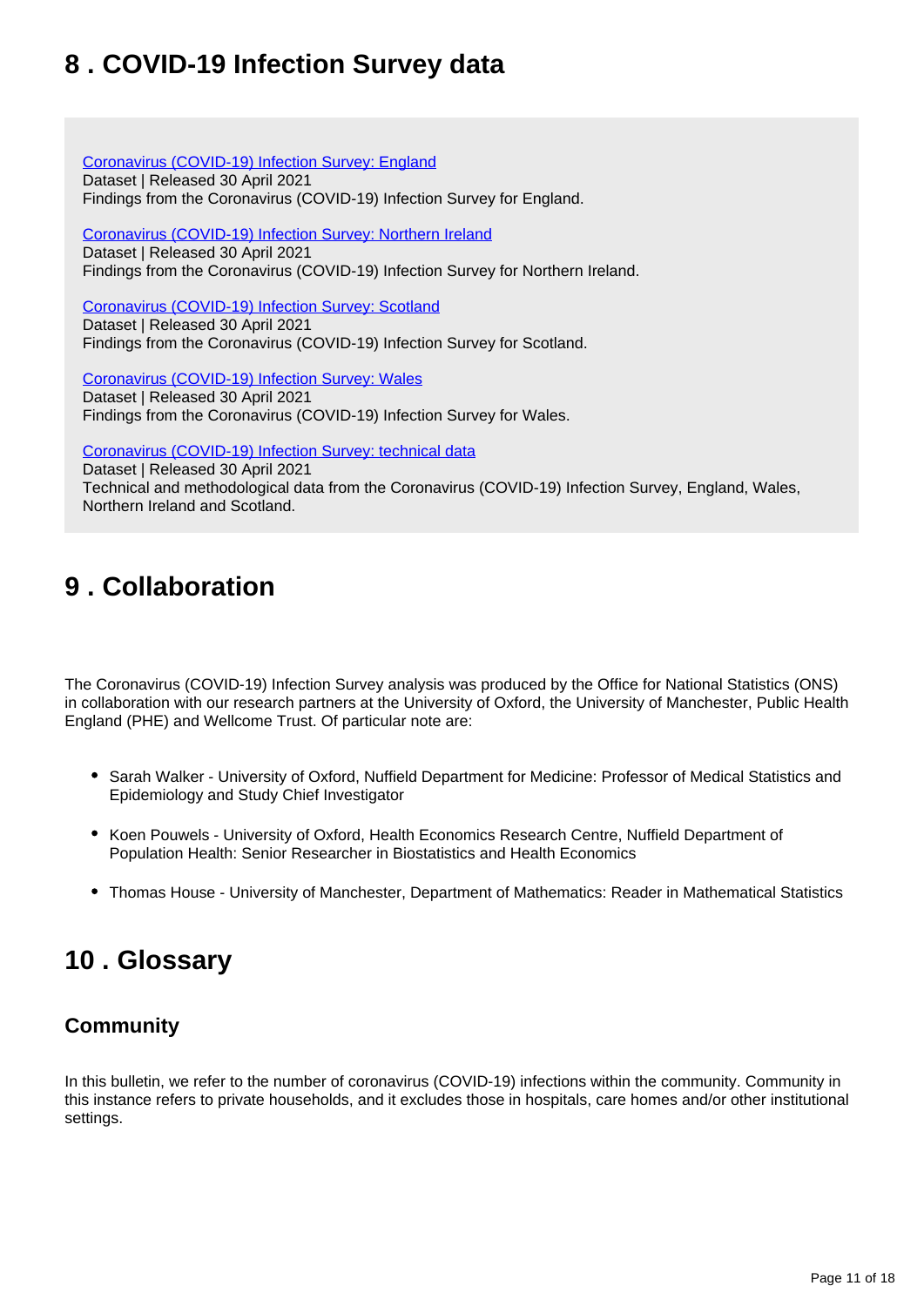## 8 . COVID-19 Infection Survey data

Coronavirus (COVID-19) Infection Survey: England
Dataset | Released 30 April 2021
Findings from the Coronavirus (COVID-19) Infection Survey for England.

Coronavirus (COVID-19) Infection Survey: Northern Ireland
Dataset | Released 30 April 2021
Findings from the Coronavirus (COVID-19) Infection Survey for Northern Ireland.

Coronavirus (COVID-19) Infection Survey: Scotland
Dataset | Released 30 April 2021
Findings from the Coronavirus (COVID-19) Infection Survey for Scotland.

Coronavirus (COVID-19) Infection Survey: Wales
Dataset | Released 30 April 2021
Findings from the Coronavirus (COVID-19) Infection Survey for Wales.

Coronavirus (COVID-19) Infection Survey: technical data
Dataset | Released 30 April 2021
Technical and methodological data from the Coronavirus (COVID-19) Infection Survey, England, Wales, Northern Ireland and Scotland.

## 9 . Collaboration

The Coronavirus (COVID-19) Infection Survey analysis was produced by the Office for National Statistics (ONS) in collaboration with our research partners at the University of Oxford, the University of Manchester, Public Health England (PHE) and Wellcome Trust. Of particular note are:

- Sarah Walker - University of Oxford, Nuffield Department for Medicine: Professor of Medical Statistics and Epidemiology and Study Chief Investigator
- Koen Pouwels - University of Oxford, Health Economics Research Centre, Nuffield Department of Population Health: Senior Researcher in Biostatistics and Health Economics
- Thomas House - University of Manchester, Department of Mathematics: Reader in Mathematical Statistics

## 10 . Glossary

### Community

In this bulletin, we refer to the number of coronavirus (COVID-19) infections within the community. Community in this instance refers to private households, and it excludes those in hospitals, care homes and/or other institutional settings.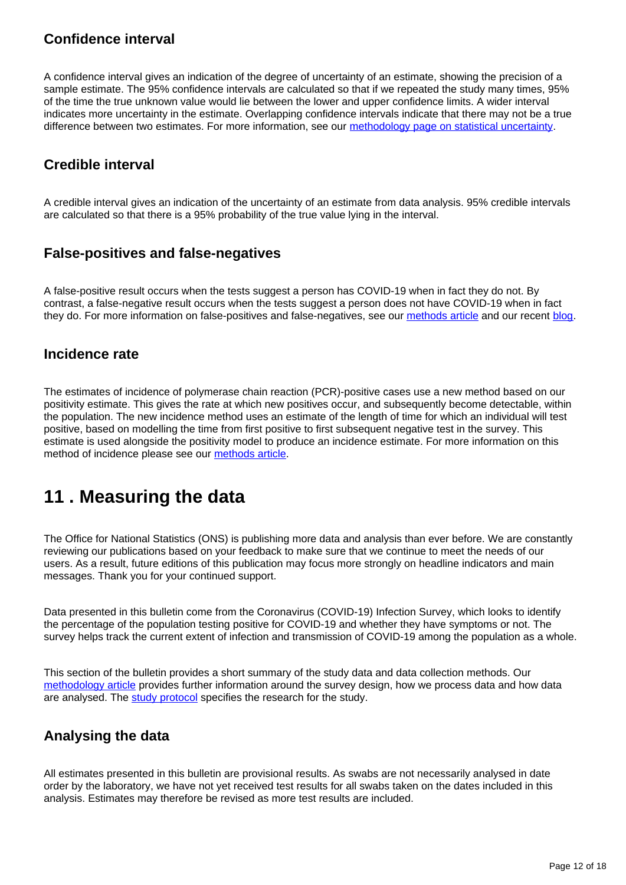### Confidence interval

A confidence interval gives an indication of the degree of uncertainty of an estimate, showing the precision of a sample estimate. The 95% confidence intervals are calculated so that if we repeated the study many times, 95% of the time the true unknown value would lie between the lower and upper confidence limits. A wider interval indicates more uncertainty in the estimate. Overlapping confidence intervals indicate that there may not be a true difference between two estimates. For more information, see our methodology page on statistical uncertainty.

### Credible interval

A credible interval gives an indication of the uncertainty of an estimate from data analysis. 95% credible intervals are calculated so that there is a 95% probability of the true value lying in the interval.

### False-positives and false-negatives

A false-positive result occurs when the tests suggest a person has COVID-19 when in fact they do not. By contrast, a false-negative result occurs when the tests suggest a person does not have COVID-19 when in fact they do. For more information on false-positives and false-negatives, see our methods article and our recent blog.

### Incidence rate

The estimates of incidence of polymerase chain reaction (PCR)-positive cases use a new method based on our positivity estimate. This gives the rate at which new positives occur, and subsequently become detectable, within the population. The new incidence method uses an estimate of the length of time for which an individual will test positive, based on modelling the time from first positive to first subsequent negative test in the survey. This estimate is used alongside the positivity model to produce an incidence estimate. For more information on this method of incidence please see our methods article.

## 11 . Measuring the data

The Office for National Statistics (ONS) is publishing more data and analysis than ever before. We are constantly reviewing our publications based on your feedback to make sure that we continue to meet the needs of our users. As a result, future editions of this publication may focus more strongly on headline indicators and main messages. Thank you for your continued support.

Data presented in this bulletin come from the Coronavirus (COVID-19) Infection Survey, which looks to identify the percentage of the population testing positive for COVID-19 and whether they have symptoms or not. The survey helps track the current extent of infection and transmission of COVID-19 among the population as a whole.

This section of the bulletin provides a short summary of the study data and data collection methods. Our methodology article provides further information around the survey design, how we process data and how data are analysed. The study protocol specifies the research for the study.

### Analysing the data

All estimates presented in this bulletin are provisional results. As swabs are not necessarily analysed in date order by the laboratory, we have not yet received test results for all swabs taken on the dates included in this analysis. Estimates may therefore be revised as more test results are included.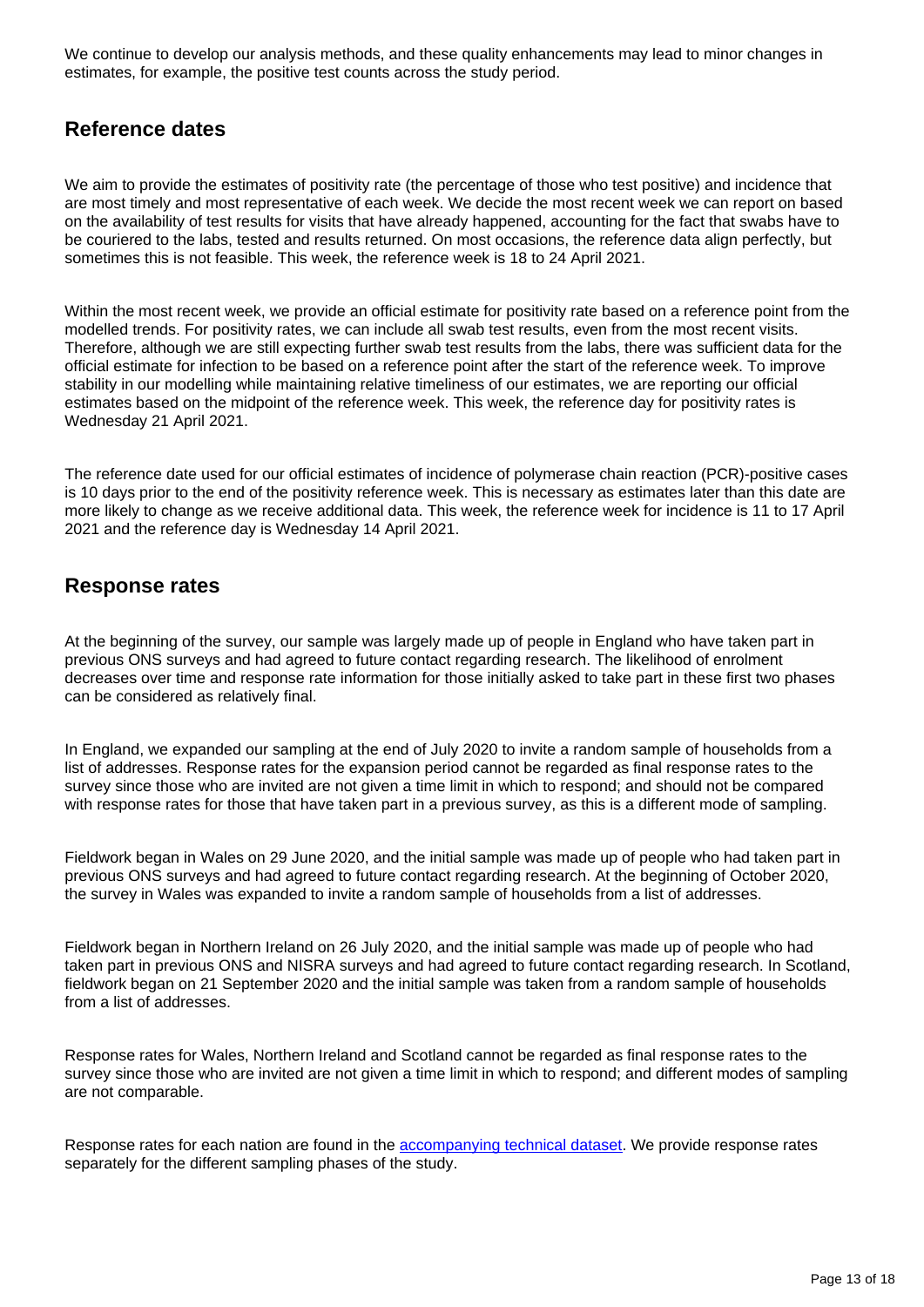We continue to develop our analysis methods, and these quality enhancements may lead to minor changes in estimates, for example, the positive test counts across the study period.

## Reference dates

We aim to provide the estimates of positivity rate (the percentage of those who test positive) and incidence that are most timely and most representative of each week. We decide the most recent week we can report on based on the availability of test results for visits that have already happened, accounting for the fact that swabs have to be couriered to the labs, tested and results returned. On most occasions, the reference data align perfectly, but sometimes this is not feasible. This week, the reference week is 18 to 24 April 2021.

Within the most recent week, we provide an official estimate for positivity rate based on a reference point from the modelled trends. For positivity rates, we can include all swab test results, even from the most recent visits. Therefore, although we are still expecting further swab test results from the labs, there was sufficient data for the official estimate for infection to be based on a reference point after the start of the reference week. To improve stability in our modelling while maintaining relative timeliness of our estimates, we are reporting our official estimates based on the midpoint of the reference week. This week, the reference day for positivity rates is Wednesday 21 April 2021.

The reference date used for our official estimates of incidence of polymerase chain reaction (PCR)-positive cases is 10 days prior to the end of the positivity reference week. This is necessary as estimates later than this date are more likely to change as we receive additional data. This week, the reference week for incidence is 11 to 17 April 2021 and the reference day is Wednesday 14 April 2021.

## Response rates

At the beginning of the survey, our sample was largely made up of people in England who have taken part in previous ONS surveys and had agreed to future contact regarding research. The likelihood of enrolment decreases over time and response rate information for those initially asked to take part in these first two phases can be considered as relatively final.

In England, we expanded our sampling at the end of July 2020 to invite a random sample of households from a list of addresses. Response rates for the expansion period cannot be regarded as final response rates to the survey since those who are invited are not given a time limit in which to respond; and should not be compared with response rates for those that have taken part in a previous survey, as this is a different mode of sampling.

Fieldwork began in Wales on 29 June 2020, and the initial sample was made up of people who had taken part in previous ONS surveys and had agreed to future contact regarding research. At the beginning of October 2020, the survey in Wales was expanded to invite a random sample of households from a list of addresses.

Fieldwork began in Northern Ireland on 26 July 2020, and the initial sample was made up of people who had taken part in previous ONS and NISRA surveys and had agreed to future contact regarding research. In Scotland, fieldwork began on 21 September 2020 and the initial sample was taken from a random sample of households from a list of addresses.

Response rates for Wales, Northern Ireland and Scotland cannot be regarded as final response rates to the survey since those who are invited are not given a time limit in which to respond; and different modes of sampling are not comparable.

Response rates for each nation are found in the accompanying technical dataset. We provide response rates separately for the different sampling phases of the study.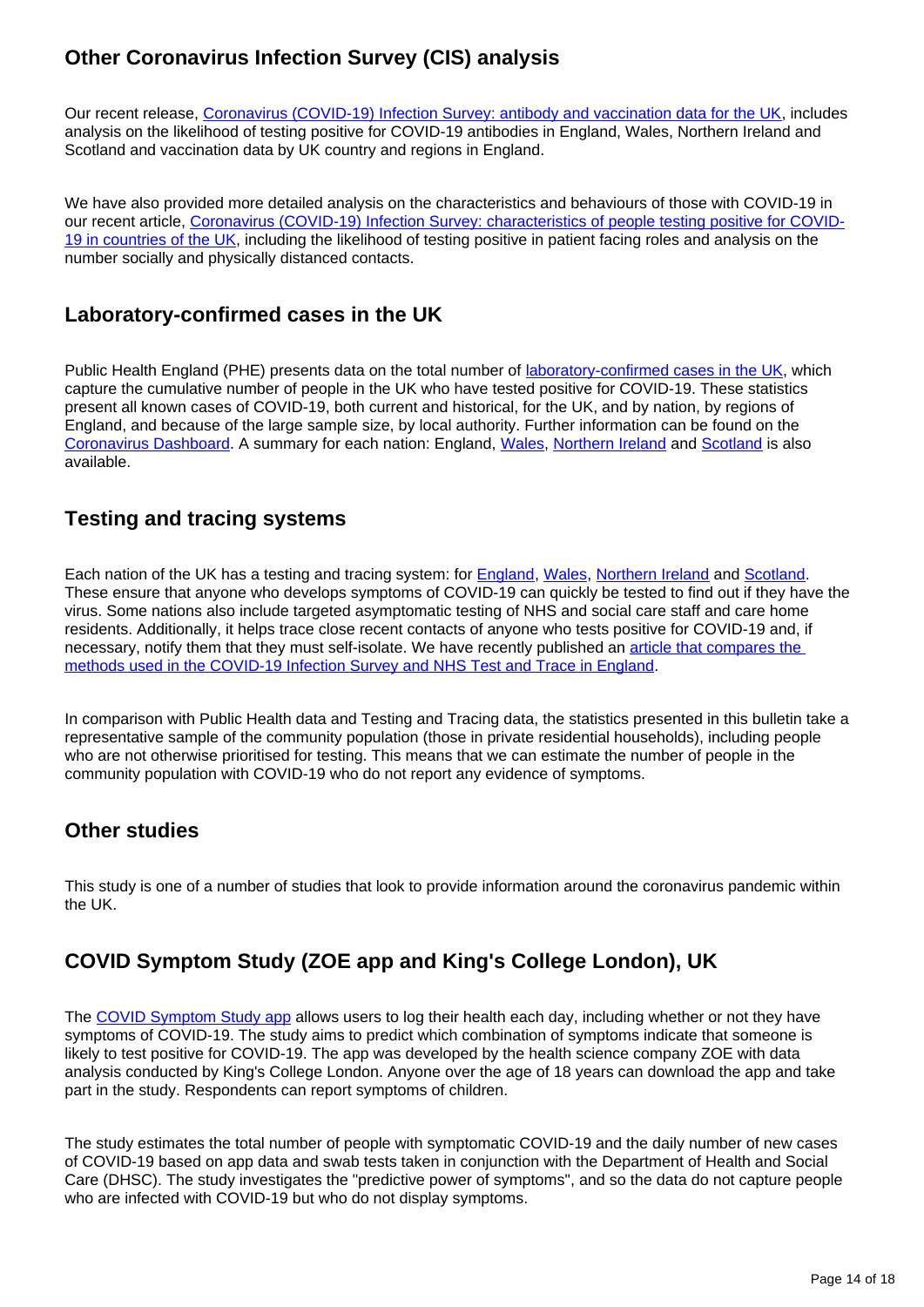## Other Coronavirus Infection Survey (CIS) analysis

Our recent release, [Coronavirus (COVID-19) Infection Survey: antibody and vaccination data for the UK](), includes analysis on the likelihood of testing positive for COVID-19 antibodies in England, Wales, Northern Ireland and Scotland and vaccination data by UK country and regions in England.

We have also provided more detailed analysis on the characteristics and behaviours of those with COVID-19 in our recent article, [Coronavirus (COVID-19) Infection Survey: characteristics of people testing positive for COVID-19 in countries of the UK](), including the likelihood of testing positive in patient facing roles and analysis on the number socially and physically distanced contacts.

## Laboratory-confirmed cases in the UK

Public Health England (PHE) presents data on the total number of [laboratory-confirmed cases in the UK](), which capture the cumulative number of people in the UK who have tested positive for COVID-19. These statistics present all known cases of COVID-19, both current and historical, for the UK, and by nation, by regions of England, and because of the large sample size, by local authority. Further information can be found on the [Coronavirus Dashboard](). A summary for each nation: England, [Wales](), [Northern Ireland]() and [Scotland]() is also available.

## Testing and tracing systems

Each nation of the UK has a testing and tracing system: for [England](), [Wales](), [Northern Ireland]() and [Scotland](). These ensure that anyone who develops symptoms of COVID-19 can quickly be tested to find out if they have the virus. Some nations also include targeted asymptomatic testing of NHS and social care staff and care home residents. Additionally, it helps trace close recent contacts of anyone who tests positive for COVID-19 and, if necessary, notify them that they must self-isolate. We have recently published an [article that compares the methods used in the COVID-19 Infection Survey and NHS Test and Trace in England]().

In comparison with Public Health data and Testing and Tracing data, the statistics presented in this bulletin take a representative sample of the community population (those in private residential households), including people who are not otherwise prioritised for testing. This means that we can estimate the number of people in the community population with COVID-19 who do not report any evidence of symptoms.

## Other studies

This study is one of a number of studies that look to provide information around the coronavirus pandemic within the UK.

## COVID Symptom Study (ZOE app and King's College London), UK

The [COVID Symptom Study app]() allows users to log their health each day, including whether or not they have symptoms of COVID-19. The study aims to predict which combination of symptoms indicate that someone is likely to test positive for COVID-19. The app was developed by the health science company ZOE with data analysis conducted by King's College London. Anyone over the age of 18 years can download the app and take part in the study. Respondents can report symptoms of children.

The study estimates the total number of people with symptomatic COVID-19 and the daily number of new cases of COVID-19 based on app data and swab tests taken in conjunction with the Department of Health and Social Care (DHSC). The study investigates the "predictive power of symptoms", and so the data do not capture people who are infected with COVID-19 but who do not display symptoms.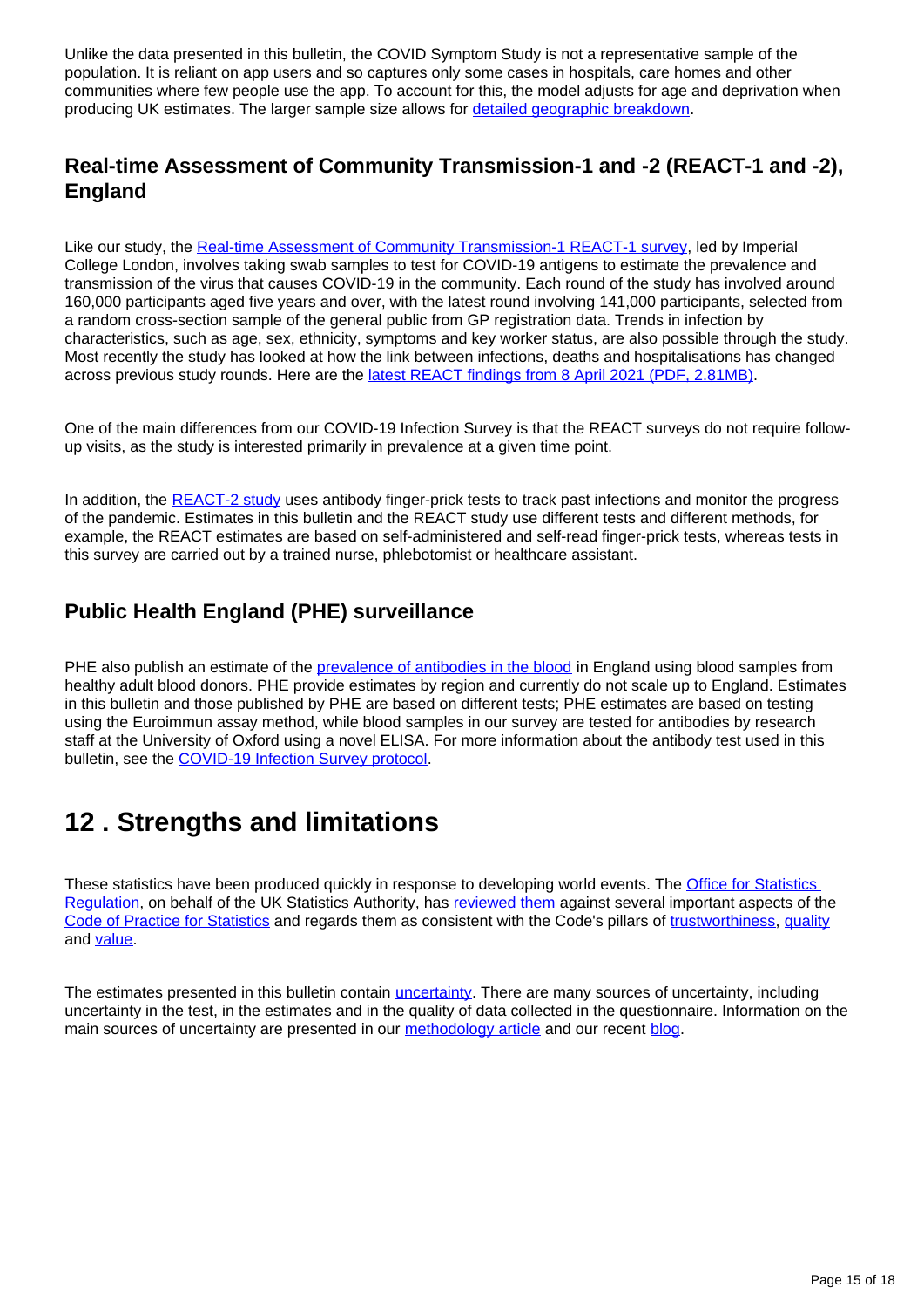Unlike the data presented in this bulletin, the COVID Symptom Study is not a representative sample of the population. It is reliant on app users and so captures only some cases in hospitals, care homes and other communities where few people use the app. To account for this, the model adjusts for age and deprivation when producing UK estimates. The larger sample size allows for detailed geographic breakdown.

### Real-time Assessment of Community Transmission-1 and -2 (REACT-1 and -2), England

Like our study, the Real-time Assessment of Community Transmission-1 REACT-1 survey, led by Imperial College London, involves taking swab samples to test for COVID-19 antigens to estimate the prevalence and transmission of the virus that causes COVID-19 in the community. Each round of the study has involved around 160,000 participants aged five years and over, with the latest round involving 141,000 participants, selected from a random cross-section sample of the general public from GP registration data. Trends in infection by characteristics, such as age, sex, ethnicity, symptoms and key worker status, are also possible through the study. Most recently the study has looked at how the link between infections, deaths and hospitalisations has changed across previous study rounds. Here are the latest REACT findings from 8 April 2021 (PDF, 2.81MB).

One of the main differences from our COVID-19 Infection Survey is that the REACT surveys do not require follow-up visits, as the study is interested primarily in prevalence at a given time point.

In addition, the REACT-2 study uses antibody finger-prick tests to track past infections and monitor the progress of the pandemic. Estimates in this bulletin and the REACT study use different tests and different methods, for example, the REACT estimates are based on self-administered and self-read finger-prick tests, whereas tests in this survey are carried out by a trained nurse, phlebotomist or healthcare assistant.

### Public Health England (PHE) surveillance

PHE also publish an estimate of the prevalence of antibodies in the blood in England using blood samples from healthy adult blood donors. PHE provide estimates by region and currently do not scale up to England. Estimates in this bulletin and those published by PHE are based on different tests; PHE estimates are based on testing using the Euroimmun assay method, while blood samples in our survey are tested for antibodies by research staff at the University of Oxford using a novel ELISA. For more information about the antibody test used in this bulletin, see the COVID-19 Infection Survey protocol.

## 12 . Strengths and limitations

These statistics have been produced quickly in response to developing world events. The Office for Statistics Regulation, on behalf of the UK Statistics Authority, has reviewed them against several important aspects of the Code of Practice for Statistics and regards them as consistent with the Code's pillars of trustworthiness, quality and value.

The estimates presented in this bulletin contain uncertainty. There are many sources of uncertainty, including uncertainty in the test, in the estimates and in the quality of data collected in the questionnaire. Information on the main sources of uncertainty are presented in our methodology article and our recent blog.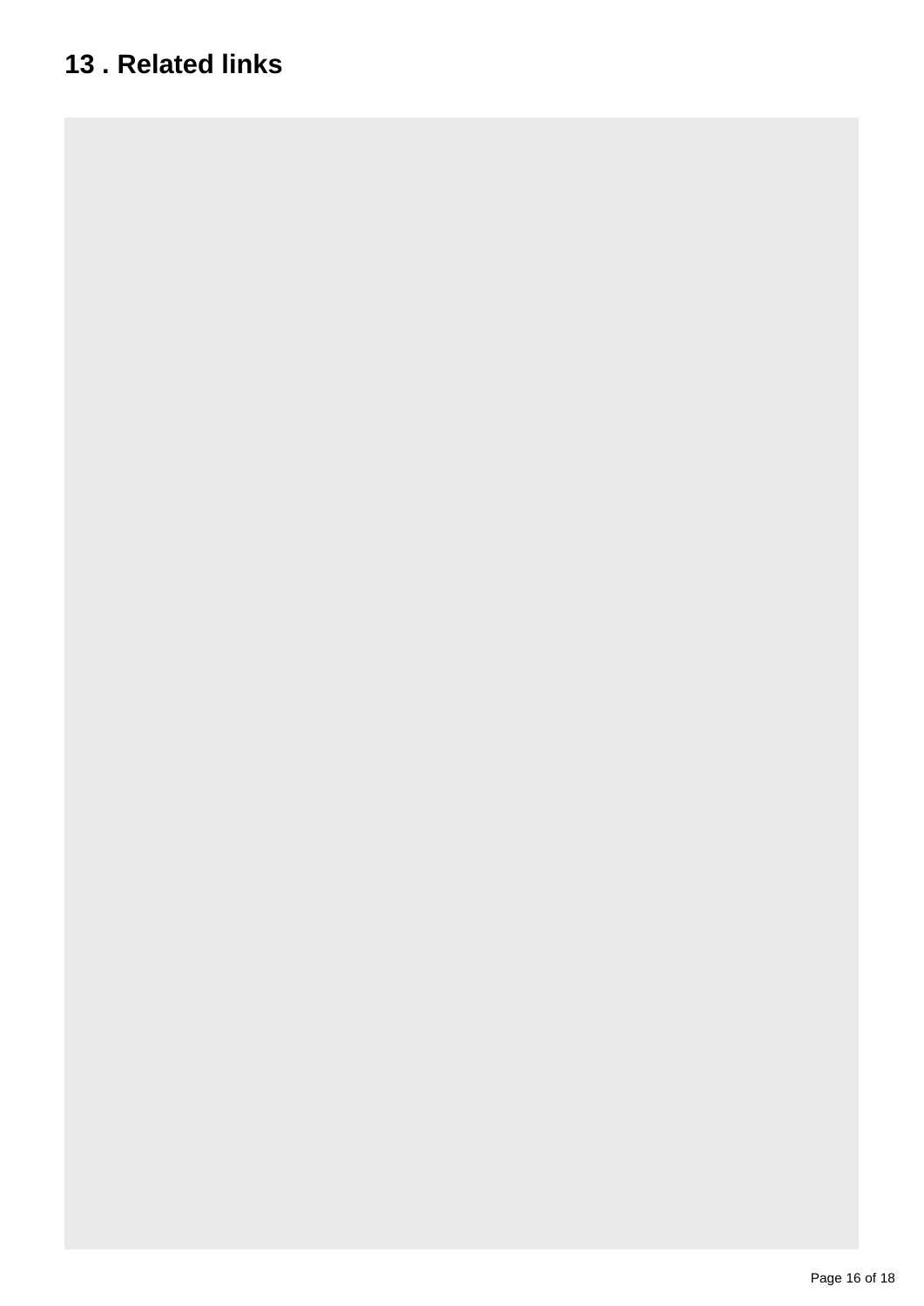# 13 . Related links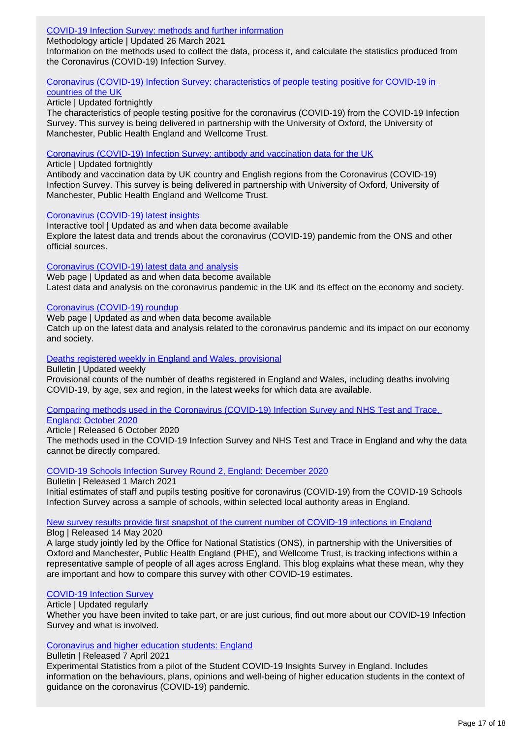[COVID-19 Infection Survey: methods and further information]
Methodology article | Updated 26 March 2021
Information on the methods used to collect the data, process it, and calculate the statistics produced from the Coronavirus (COVID-19) Infection Survey.

[Coronavirus (COVID-19) Infection Survey: characteristics of people testing positive for COVID-19 in countries of the UK]
Article | Updated fortnightly
The characteristics of people testing positive for the coronavirus (COVID-19) from the COVID-19 Infection Survey. This survey is being delivered in partnership with the University of Oxford, the University of Manchester, Public Health England and Wellcome Trust.

[Coronavirus (COVID-19) Infection Survey: antibody and vaccination data for the UK]
Article | Updated fortnightly
Antibody and vaccination data by UK country and English regions from the Coronavirus (COVID-19) Infection Survey. This survey is being delivered in partnership with University of Oxford, University of Manchester, Public Health England and Wellcome Trust.

[Coronavirus (COVID-19) latest insights]
Interactive tool | Updated as and when data become available
Explore the latest data and trends about the coronavirus (COVID-19) pandemic from the ONS and other official sources.

[Coronavirus (COVID-19) latest data and analysis]
Web page | Updated as and when data become available
Latest data and analysis on the coronavirus pandemic in the UK and its effect on the economy and society.

[Coronavirus (COVID-19) roundup]
Web page | Updated as and when data become available
Catch up on the latest data and analysis related to the coronavirus pandemic and its impact on our economy and society.

[Deaths registered weekly in England and Wales, provisional]
Bulletin | Updated weekly
Provisional counts of the number of deaths registered in England and Wales, including deaths involving COVID-19, by age, sex and region, in the latest weeks for which data are available.

[Comparing methods used in the Coronavirus (COVID-19) Infection Survey and NHS Test and Trace, England: October 2020]
Article | Released 6 October 2020
The methods used in the COVID-19 Infection Survey and NHS Test and Trace in England and why the data cannot be directly compared.

[COVID-19 Schools Infection Survey Round 2, England: December 2020]
Bulletin | Released 1 March 2021
Initial estimates of staff and pupils testing positive for coronavirus (COVID-19) from the COVID-19 Schools Infection Survey across a sample of schools, within selected local authority areas in England.

[New survey results provide first snapshot of the current number of COVID-19 infections in England]
Blog | Released 14 May 2020
A large study jointly led by the Office for National Statistics (ONS), in partnership with the Universities of Oxford and Manchester, Public Health England (PHE), and Wellcome Trust, is tracking infections within a representative sample of people of all ages across England. This blog explains what these mean, why they are important and how to compare this survey with other COVID-19 estimates.

[COVID-19 Infection Survey]
Article | Updated regularly
Whether you have been invited to take part, or are just curious, find out more about our COVID-19 Infection Survey and what is involved.

[Coronavirus and higher education students: England]
Bulletin | Released 7 April 2021
Experimental Statistics from a pilot of the Student COVID-19 Insights Survey in England. Includes information on the behaviours, plans, opinions and well-being of higher education students in the context of guidance on the coronavirus (COVID-19) pandemic.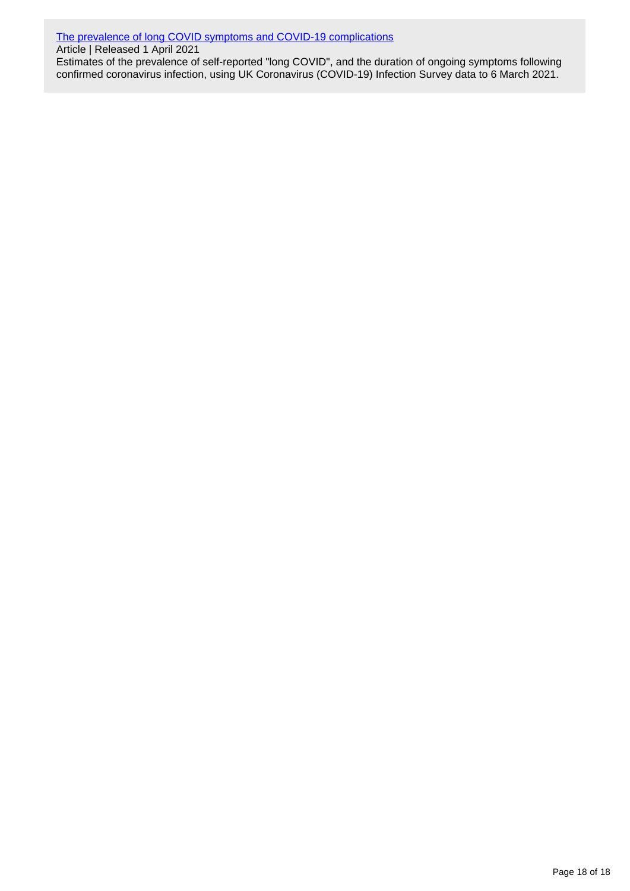[The prevalence of long COVID symptoms and COVID-19 complications]
Article | Released 1 April 2021
Estimates of the prevalence of self-reported "long COVID", and the duration of ongoing symptoms following confirmed coronavirus infection, using UK Coronavirus (COVID-19) Infection Survey data to 6 March 2021.